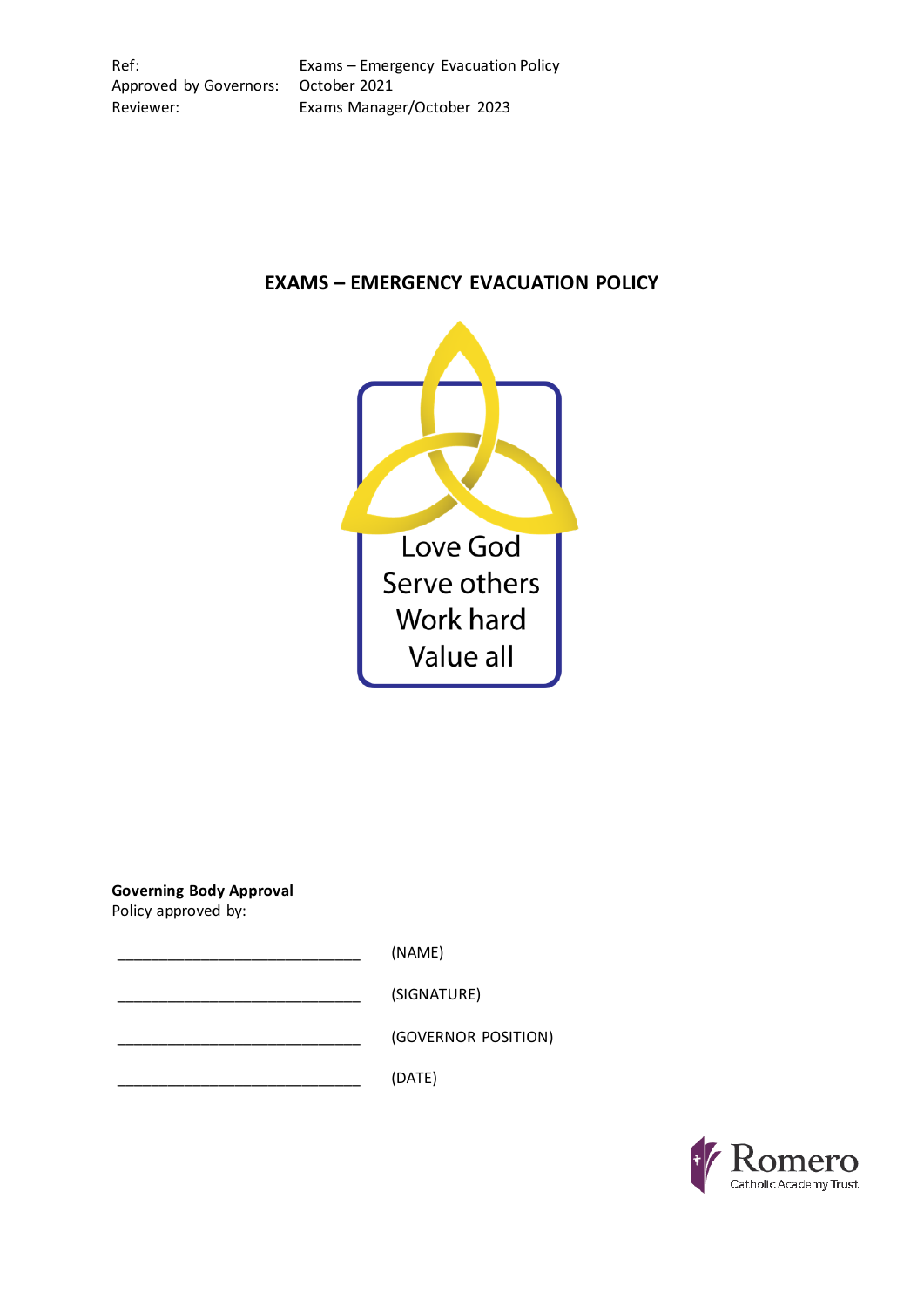| | |
|---|---|
| Ref: | Exams – Emergency Evacuation Policy |
| Approved by Governors: | October 2021 |
| Reviewer: | Exams Manager/October 2023 |

# EXAMS – EMERGENCY EVACUATION POLICY

Love God
Serve others
Work hard
Value all

**Governing Body Approval**
Policy approved by:

______________________________ (NAME)

______________________________ (SIGNATURE)

______________________________ (GOVERNOR POSITION)

______________________________ (DATE)

Romero Catholic Academy Trust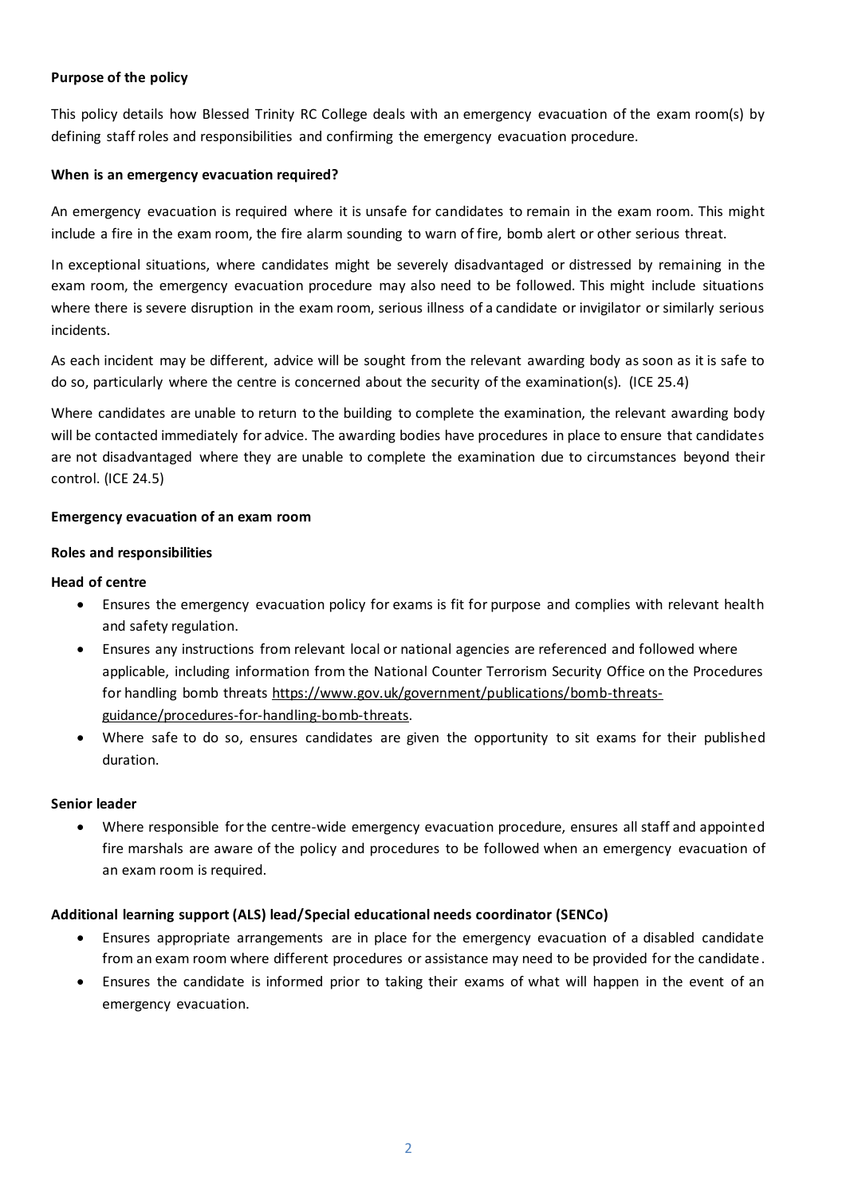**Purpose of the policy**

This policy details how Blessed Trinity RC College deals with an emergency evacuation of the exam room(s) by defining staff roles and responsibilities and confirming the emergency evacuation procedure.

**When is an emergency evacuation required?**

An emergency evacuation is required where it is unsafe for candidates to remain in the exam room. This might include a fire in the exam room, the fire alarm sounding to warn of fire, bomb alert or other serious threat.

In exceptional situations, where candidates might be severely disadvantaged or distressed by remaining in the exam room, the emergency evacuation procedure may also need to be followed. This might include situations where there is severe disruption in the exam room, serious illness of a candidate or invigilator or similarly serious incidents.

As each incident may be different, advice will be sought from the relevant awarding body as soon as it is safe to do so, particularly where the centre is concerned about the security of the examination(s). (ICE 25.4)

Where candidates are unable to return to the building to complete the examination, the relevant awarding body will be contacted immediately for advice. The awarding bodies have procedures in place to ensure that candidates are not disadvantaged where they are unable to complete the examination due to circumstances beyond their control. (ICE 24.5)

**Emergency evacuation of an exam room**

**Roles and responsibilities**

**Head of centre**

- Ensures the emergency evacuation policy for exams is fit for purpose and complies with relevant health and safety regulation.
- Ensures any instructions from relevant local or national agencies are referenced and followed where applicable, including information from the National Counter Terrorism Security Office on the Procedures for handling bomb threats https://www.gov.uk/government/publications/bomb-threats-guidance/procedures-for-handling-bomb-threats.
- Where safe to do so, ensures candidates are given the opportunity to sit exams for their published duration.

**Senior leader**

- Where responsible for the centre-wide emergency evacuation procedure, ensures all staff and appointed fire marshals are aware of the policy and procedures to be followed when an emergency evacuation of an exam room is required.

**Additional learning support (ALS) lead/Special educational needs coordinator (SENCo)**

- Ensures appropriate arrangements are in place for the emergency evacuation of a disabled candidate from an exam room where different procedures or assistance may need to be provided for the candidate.
- Ensures the candidate is informed prior to taking their exams of what will happen in the event of an emergency evacuation.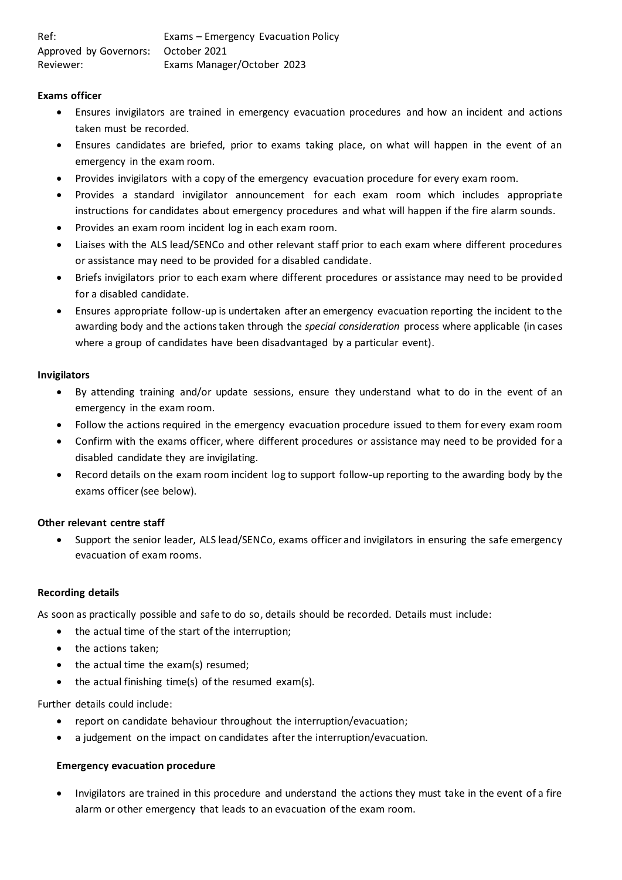**Exams officer**

- Ensures invigilators are trained in emergency evacuation procedures and how an incident and actions taken must be recorded.
- Ensures candidates are briefed, prior to exams taking place, on what will happen in the event of an emergency in the exam room.
- Provides invigilators with a copy of the emergency evacuation procedure for every exam room.
- Provides a standard invigilator announcement for each exam room which includes appropriate instructions for candidates about emergency procedures and what will happen if the fire alarm sounds.
- Provides an exam room incident log in each exam room.
- Liaises with the ALS lead/SENCo and other relevant staff prior to each exam where different procedures or assistance may need to be provided for a disabled candidate.
- Briefs invigilators prior to each exam where different procedures or assistance may need to be provided for a disabled candidate.
- Ensures appropriate follow-up is undertaken after an emergency evacuation reporting the incident to the awarding body and the actions taken through the *special consideration* process where applicable (in cases where a group of candidates have been disadvantaged by a particular event).

**Invigilators**

- By attending training and/or update sessions, ensure they understand what to do in the event of an emergency in the exam room.
- Follow the actions required in the emergency evacuation procedure issued to them for every exam room
- Confirm with the exams officer, where different procedures or assistance may need to be provided for a disabled candidate they are invigilating.
- Record details on the exam room incident log to support follow-up reporting to the awarding body by the exams officer (see below).

**Other relevant centre staff**

- Support the senior leader, ALS lead/SENCo, exams officer and invigilators in ensuring the safe emergency evacuation of exam rooms.

**Recording details**

As soon as practically possible and safe to do so, details should be recorded. Details must include:

- the actual time of the start of the interruption;
- the actions taken;
- the actual time the exam(s) resumed;
- the actual finishing time(s) of the resumed exam(s).

Further details could include:

- report on candidate behaviour throughout the interruption/evacuation;
- a judgement on the impact on candidates after the interruption/evacuation.

**Emergency evacuation procedure**

- Invigilators are trained in this procedure and understand the actions they must take in the event of a fire alarm or other emergency that leads to an evacuation of the exam room.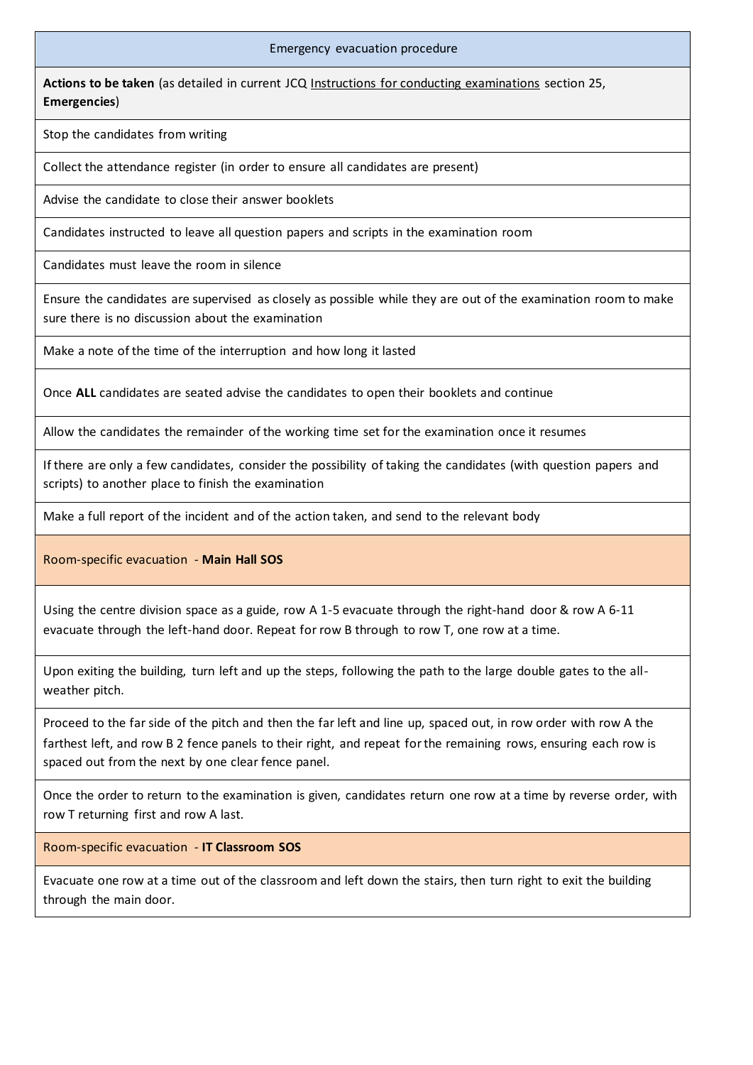| Emergency evacuation procedure |
| --- |
| **Actions to be taken** (as detailed in current JCQ Instructions for conducting examinations section 25, **Emergencies**) |
| Stop the candidates from writing |
| Collect the attendance register (in order to ensure all candidates are present) |
| Advise the candidate to close their answer booklets |
| Candidates instructed to leave all question papers and scripts in the examination room |
| Candidates must leave the room in silence |
| Ensure the candidates are supervised as closely as possible while they are out of the examination room to make sure there is no discussion about the examination |
| Make a note of the time of the interruption and how long it lasted |
| Once **ALL** candidates are seated advise the candidates to open their booklets and continue |
| Allow the candidates the remainder of the working time set for the examination once it resumes |
| If there are only a few candidates, consider the possibility of taking the candidates (with question papers and scripts) to another place to finish the examination |
| Make a full report of the incident and of the action taken, and send to the relevant body |
| Room-specific evacuation - **Main Hall SOS** |
| Using the centre division space as a guide, row A 1-5 evacuate through the right-hand door & row A 6-11 evacuate through the left-hand door. Repeat for row B through to row T, one row at a time. |
| Upon exiting the building, turn left and up the steps, following the path to the large double gates to the all-weather pitch. |
| Proceed to the far side of the pitch and then the far left and line up, spaced out, in row order with row A the farthest left, and row B 2 fence panels to their right, and repeat for the remaining rows, ensuring each row is spaced out from the next by one clear fence panel. |
| Once the order to return to the examination is given, candidates return one row at a time by reverse order, with row T returning first and row A last. |
| Room-specific evacuation - **IT Classroom SOS** |
| Evacuate one row at a time out of the classroom and left down the stairs, then turn right to exit the building through the main door. |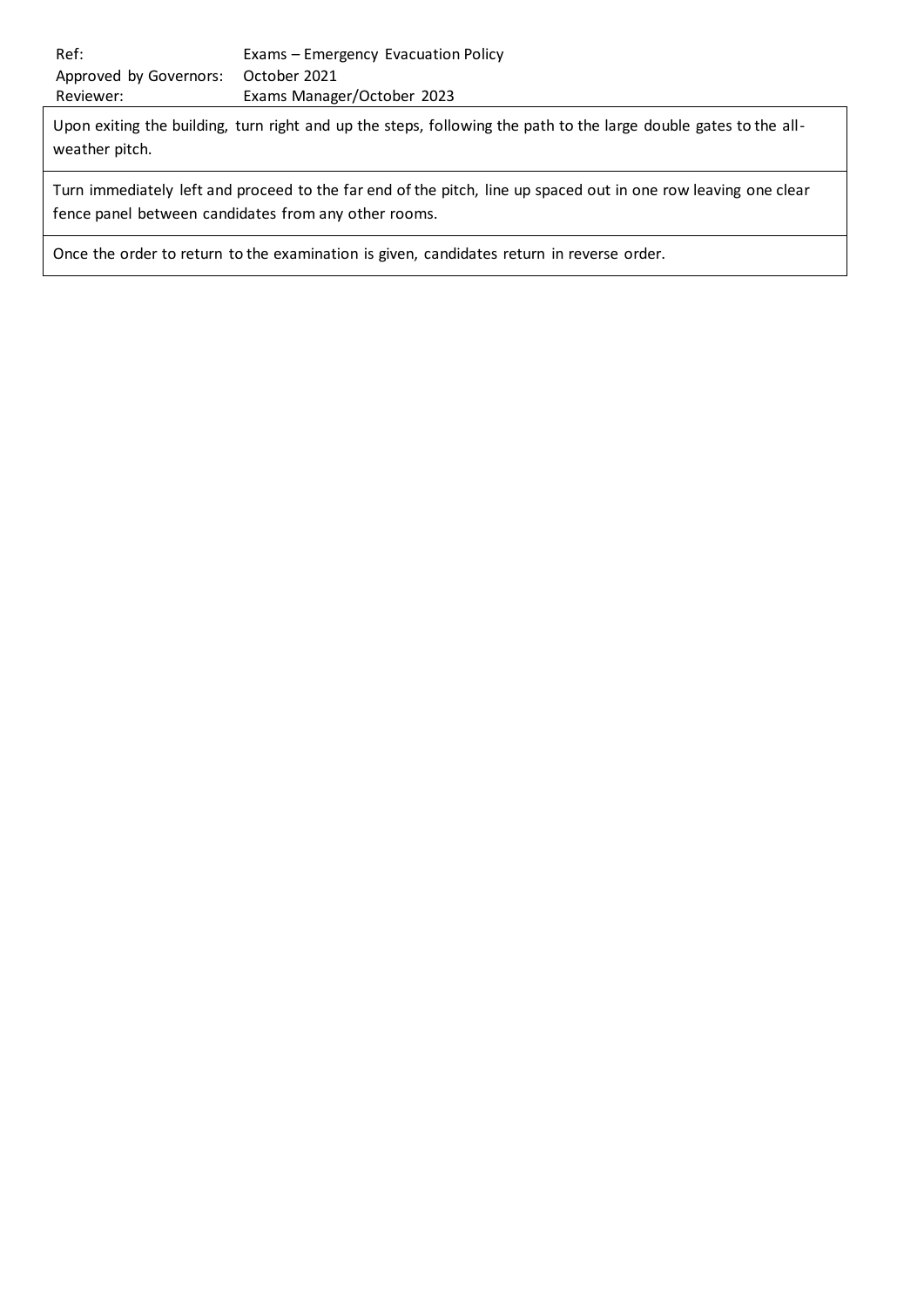Upon exiting the building, turn right and up the steps, following the path to the large double gates to the all-weather pitch.

Turn immediately left and proceed to the far end of the pitch, line up spaced out in one row leaving one clear fence panel between candidates from any other rooms.

Once the order to return to the examination is given, candidates return in reverse order.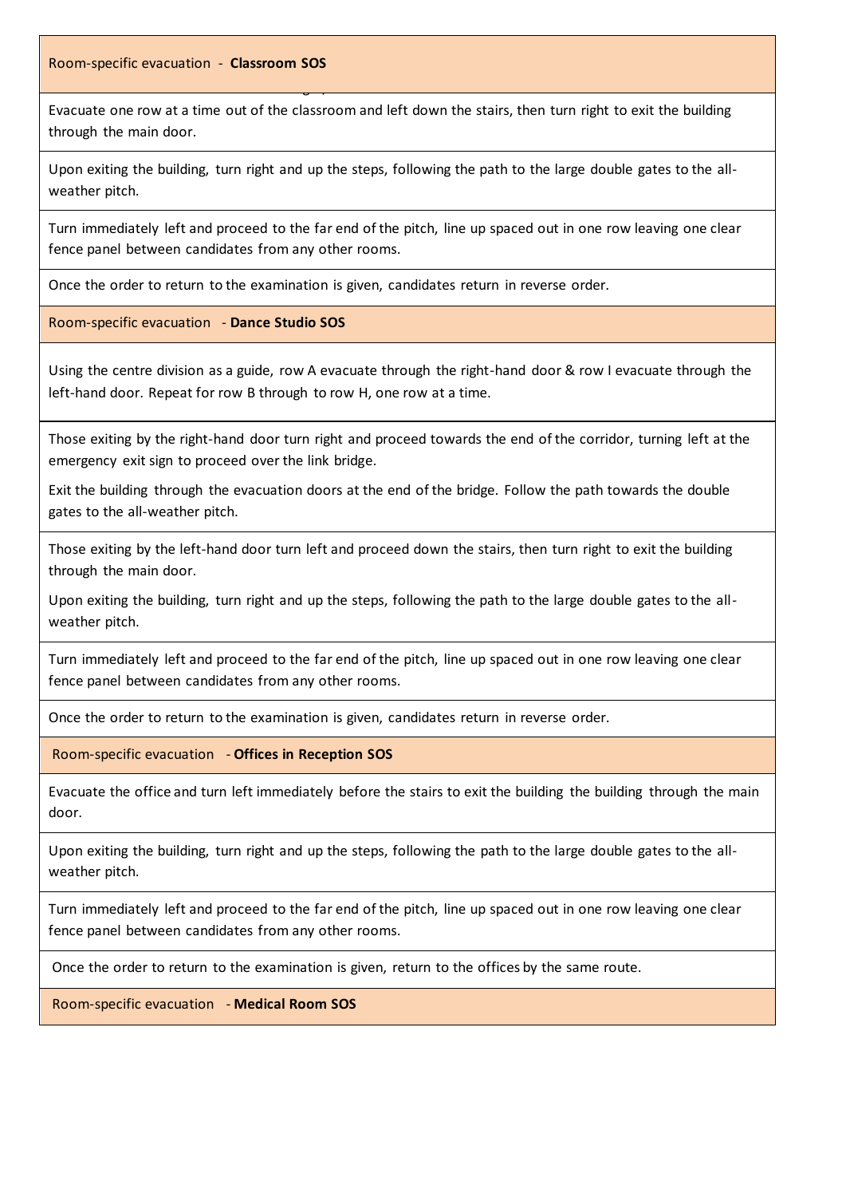Room-specific evacuation - **Classroom SOS**

Evacuate one row at a time out of the classroom and left down the stairs, then turn right to exit the building through the main door.

Upon exiting the building, turn right and up the steps, following the path to the large double gates to the all-weather pitch.

Turn immediately left and proceed to the far end of the pitch, line up spaced out in one row leaving one clear fence panel between candidates from any other rooms.

Once the order to return to the examination is given, candidates return in reverse order.

Room-specific evacuation - **Dance Studio SOS**

Using the centre division as a guide, row A evacuate through the right-hand door & row I evacuate through the left-hand door. Repeat for row B through to row H, one row at a time.

Those exiting by the right-hand door turn right and proceed towards the end of the corridor, turning left at the emergency exit sign to proceed over the link bridge.

Exit the building through the evacuation doors at the end of the bridge. Follow the path towards the double gates to the all-weather pitch.

Those exiting by the left-hand door turn left and proceed down the stairs, then turn right to exit the building through the main door.

Upon exiting the building, turn right and up the steps, following the path to the large double gates to the all-weather pitch.

Turn immediately left and proceed to the far end of the pitch, line up spaced out in one row leaving one clear fence panel between candidates from any other rooms.

Once the order to return to the examination is given, candidates return in reverse order.

Room-specific evacuation - **Offices in Reception SOS**

Evacuate the office and turn left immediately before the stairs to exit the building the building through the main door.

Upon exiting the building, turn right and up the steps, following the path to the large double gates to the all-weather pitch.

Turn immediately left and proceed to the far end of the pitch, line up spaced out in one row leaving one clear fence panel between candidates from any other rooms.

Once the order to return to the examination is given, return to the offices by the same route.

Room-specific evacuation - **Medical Room SOS**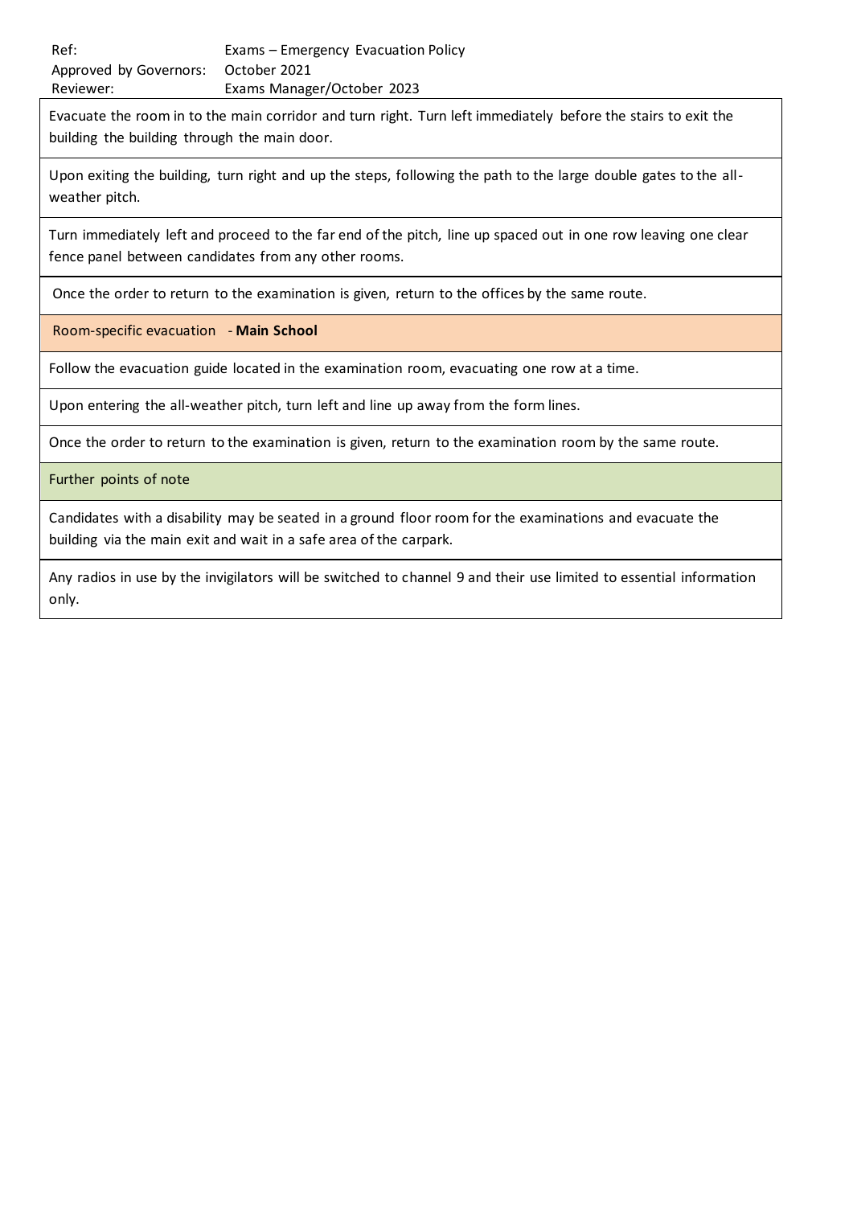| | |
|---|---|
| Ref: | Exams – Emergency Evacuation Policy |
| Approved by Governors: | October 2021 |
| Reviewer: | Exams Manager/October 2023 |

| |
|---|
| Evacuate the room in to the main corridor and turn right. Turn left immediately before the stairs to exit the building the building through the main door. |
| Upon exiting the building, turn right and up the steps, following the path to the large double gates to the all-weather pitch. |
| Turn immediately left and proceed to the far end of the pitch, line up spaced out in one row leaving one clear fence panel between candidates from any other rooms. |
| Once the order to return to the examination is given, return to the offices by the same route. |
| Room-specific evacuation - **Main School** |
| Follow the evacuation guide located in the examination room, evacuating one row at a time. |
| Upon entering the all-weather pitch, turn left and line up away from the form lines. |
| Once the order to return to the examination is given, return to the examination room by the same route. |
| Further points of note |
| Candidates with a disability may be seated in a ground floor room for the examinations and evacuate the building via the main exit and wait in a safe area of the carpark. |
| Any radios in use by the invigilators will be switched to channel 9 and their use limited to essential information only. |